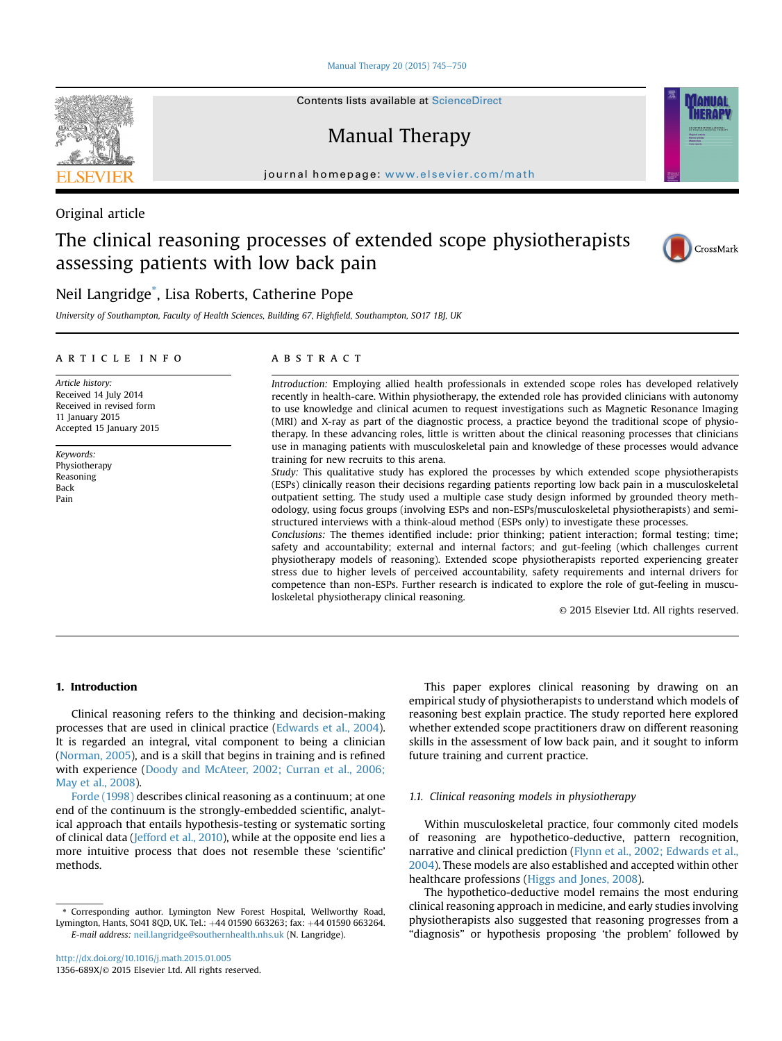Original article

# The clinical reasoning processes of extended scope physiotherapists assessing patients with low back pain

Neil Langridge*, Lisa Roberts, Catherine Pope

University of Southampton, Faculty of Health Sciences, Building 67, Highfield, Southampton, SO17 1BJ, UK

## ARTICLE INFO

*Article history:*
Received 14 July 2014
Received in revised form
11 January 2015
Accepted 15 January 2015

*Keywords:*
Physiotherapy
Reasoning
Back
Pain

## ABSTRACT

*Introduction:* Employing allied health professionals in extended scope roles has developed relatively recently in health-care. Within physiotherapy, the extended role has provided clinicians with autonomy to use knowledge and clinical acumen to request investigations such as Magnetic Resonance Imaging (MRI) and X-ray as part of the diagnostic process, a practice beyond the traditional scope of physiotherapy. In these advancing roles, little is written about the clinical reasoning processes that clinicians use in managing patients with musculoskeletal pain and knowledge of these processes would advance training for new recruits to this arena.

*Study:* This qualitative study has explored the processes by which extended scope physiotherapists (ESPs) clinically reason their decisions regarding patients reporting low back pain in a musculoskeletal outpatient setting. The study used a multiple case study design informed by grounded theory methodology, using focus groups (involving ESPs and non-ESPs/musculoskeletal physiotherapists) and semi-structured interviews with a think-aloud method (ESPs only) to investigate these processes.

*Conclusions:* The themes identified include: prior thinking; patient interaction; formal testing; time; safety and accountability; external and internal factors; and gut-feeling (which challenges current physiotherapy models of reasoning). Extended scope physiotherapists reported experiencing greater stress due to higher levels of perceived accountability, safety requirements and internal drivers for competence than non-ESPs. Further research is indicated to explore the role of gut-feeling in musculoskeletal physiotherapy clinical reasoning.

© 2015 Elsevier Ltd. All rights reserved.

## 1. Introduction

Clinical reasoning refers to the thinking and decision-making processes that are used in clinical practice (Edwards et al., 2004). It is regarded an integral, vital component to being a clinician (Norman, 2005), and is a skill that begins in training and is refined with experience (Doody and McAteer, 2002; Curran et al., 2006; May et al., 2008).

Forde (1998) describes clinical reasoning as a continuum; at one end of the continuum is the strongly-embedded scientific, analytical approach that entails hypothesis-testing or systematic sorting of clinical data (Jefford et al., 2010), while at the opposite end lies a more intuitive process that does not resemble these 'scientific' methods.

This paper explores clinical reasoning by drawing on an empirical study of physiotherapists to understand which models of reasoning best explain practice. The study reported here explored whether extended scope practitioners draw on different reasoning skills in the assessment of low back pain, and it sought to inform future training and current practice.

### 1.1. Clinical reasoning models in physiotherapy

Within musculoskeletal practice, four commonly cited models of reasoning are hypothetico-deductive, pattern recognition, narrative and clinical prediction (Flynn et al., 2002; Edwards et al., 2004). These models are also established and accepted within other healthcare professions (Higgs and Jones, 2008).

The hypothetico-deductive model remains the most enduring clinical reasoning approach in medicine, and early studies involving physiotherapists also suggested that reasoning progresses from a "diagnosis" or hypothesis proposing 'the problem' followed by

* Corresponding author. Lymington New Forest Hospital, Wellworthy Road, Lymington, Hants, SO41 8QD, UK. Tel.: +44 01590 663263; fax: +44 01590 663264.
*E-mail address:* neil.langridge@southernhealth.nhs.uk (N. Langridge).

http://dx.doi.org/10.1016/j.math.2015.01.005
1356-689X/© 2015 Elsevier Ltd. All rights reserved.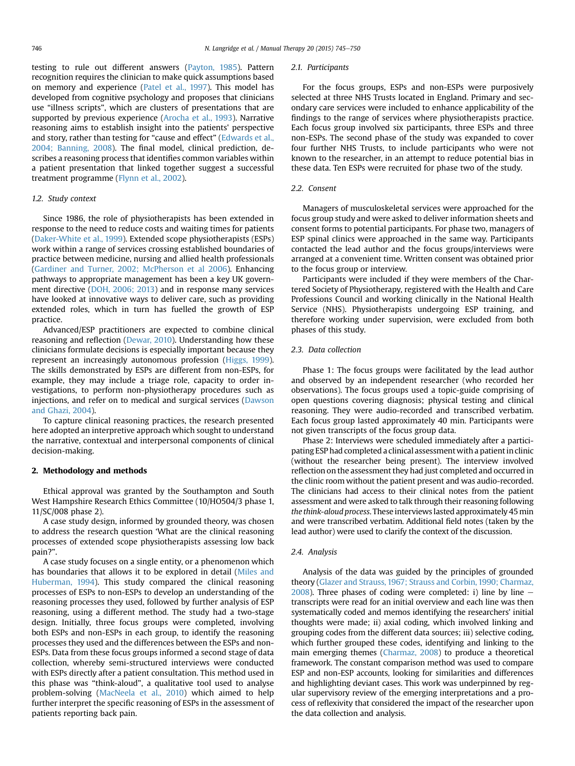testing to rule out different answers (Payton, 1985). Pattern recognition requires the clinician to make quick assumptions based on memory and experience (Patel et al., 1997). This model has developed from cognitive psychology and proposes that clinicians use "illness scripts", which are clusters of presentations that are supported by previous experience (Arocha et al., 1993). Narrative reasoning aims to establish insight into the patients' perspective and story, rather than testing for "cause and effect" (Edwards et al., 2004; Banning, 2008). The final model, clinical prediction, describes a reasoning process that identifies common variables within a patient presentation that linked together suggest a successful treatment programme (Flynn et al., 2002).

### 1.2. Study context

Since 1986, the role of physiotherapists has been extended in response to the need to reduce costs and waiting times for patients (Daker-White et al., 1999). Extended scope physiotherapists (ESPs) work within a range of services crossing established boundaries of practice between medicine, nursing and allied health professionals (Gardiner and Turner, 2002; McPherson et al 2006). Enhancing pathways to appropriate management has been a key UK government directive (DOH, 2006; 2013) and in response many services have looked at innovative ways to deliver care, such as providing extended roles, which in turn has fuelled the growth of ESP practice.

Advanced/ESP practitioners are expected to combine clinical reasoning and reflection (Dewar, 2010). Understanding how these clinicians formulate decisions is especially important because they represent an increasingly autonomous profession (Higgs, 1999). The skills demonstrated by ESPs are different from non-ESPs, for example, they may include a triage role, capacity to order investigations, to perform non-physiotherapy procedures such as injections, and refer on to medical and surgical services (Dawson and Ghazi, 2004).

To capture clinical reasoning practices, the research presented here adopted an interpretive approach which sought to understand the narrative, contextual and interpersonal components of clinical decision-making.

## 2. Methodology and methods

Ethical approval was granted by the Southampton and South West Hampshire Research Ethics Committee (10/HO504/3 phase 1, 11/SC/008 phase 2).

A case study design, informed by grounded theory, was chosen to address the research question 'What are the clinical reasoning processes of extended scope physiotherapists assessing low back pain?".

A case study focuses on a single entity, or a phenomenon which has boundaries that allows it to be explored in detail (Miles and Huberman, 1994). This study compared the clinical reasoning processes of ESPs to non-ESPs to develop an understanding of the reasoning processes they used, followed by further analysis of ESP reasoning, using a different method. The study had a two-stage design. Initially, three focus groups were completed, involving both ESPs and non-ESPs in each group, to identify the reasoning processes they used and the differences between the ESPs and non-ESPs. Data from these focus groups informed a second stage of data collection,. whereby semi-structured interviews were conducted with ESPs directly after a patient consultation. This method used in this phase was "think-aloud", a qualitative tool used to analyse problem-solving (MacNeela et al., 2010) which aimed to help further interpret the specific reasoning of ESPs in the assessment of patients reporting back pain.

### 2.1. Participants

For the focus groups, ESPs and non-ESPs were purposively selected at three NHS Trusts located in England. Primary and secondary care services were included to enhance applicability of the findings to the range of services where physiotherapists practice. Each focus group involved six participants, three ESPs and three non-ESPs. The second phase of the study was expanded to cover four further NHS Trusts, to include participants who were not known to the researcher, in an attempt to reduce potential bias in these data. Ten ESPs were recruited for phase two of the study.

### 2.2. Consent

Managers of musculoskeletal services were approached for the focus group study and were asked to deliver information sheets and consent forms to potential participants. For phase two, managers of ESP spinal clinics were approached in the same way. Participants contacted the lead author and the focus groups/interviews were arranged at a convenient time. Written consent was obtained prior to the focus group or interview.

Participants were included if they were members of the Chartered Society of Physiotherapy, registered with the Health and Care Professions Council and working clinically in the National Health Service (NHS). Physiotherapists undergoing ESP training, and therefore working under supervision, were excluded from both phases of this study.

### 2.3. Data collection

Phase 1: The focus groups were facilitated by the lead author and observed by an independent researcher (who recorded her observations). The focus groups used a topic-guide comprising of open questions covering diagnosis; physical testing and clinical reasoning. They were audio-recorded and transcribed verbatim. Each focus group lasted approximately 40 min. Participants were not given transcripts of the focus group data.

Phase 2: Interviews were scheduled immediately after a participating ESP had completed a clinical assessment with a patient in clinic (without the researcher being present). The interview involved reflection on the assessment they had just completed and occurred in the clinic room without the patient present and was audio-recorded. The clinicians had access to their clinical notes from the patient assessment and were asked to talk through their reasoning following *the think-aloud process*. These interviews lasted approximately 45 min and were transcribed verbatim. Additional field notes (taken by the lead author) were used to clarify the context of the discussion.

### 2.4. Analysis

Analysis of the data was guided by the principles of grounded theory (Glazer and Strauss, 1967; Strauss and Corbin, 1990; Charmaz, 2008). Three phases of coding were completed: i) line by line – transcripts were read for an initial overview and each line was then systematically coded and memos identifying the researchers' initial thoughts were made; ii) axial coding, which involved linking and grouping codes from the different data sources; iii) selective coding, which further grouped these codes, identifying and linking to the main emerging themes (Charmaz, 2008) to produce a theoretical framework. The constant comparison method was used to compare ESP and non-ESP accounts, looking for similarities and differences and highlighting deviant cases. This work was underpinned by regular supervisory review of the emerging interpretations and a process of reflexivity that considered the impact of the researcher upon the data collection and analysis.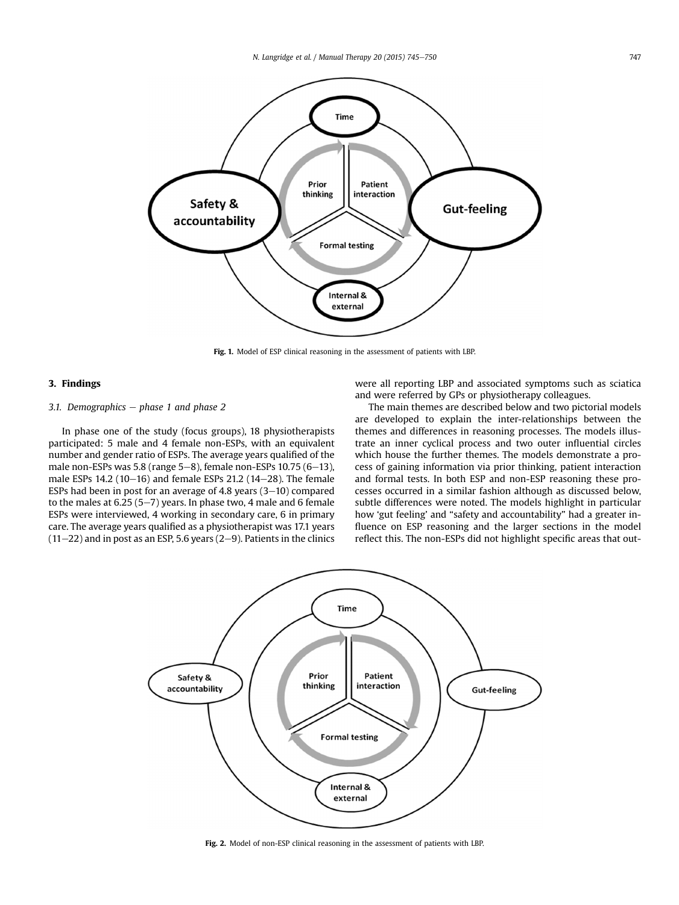Fig. 1. Model of ESP clinical reasoning in the assessment of patients with LBP.

## 3. Findings

### 3.1. Demographics – phase 1 and phase 2

In phase one of the study (focus groups), 18 physiotherapists participated: 5 male and 4 female non-ESPs, with an equivalent number and gender ratio of ESPs. The average years qualified of the male non-ESPs was 5.8 (range 5–8), female non-ESPs 10.75 (6–13), male ESPs 14.2 (10–16) and female ESPs 21.2 (14–28). The female ESPs had been in post for an average of 4.8 years (3–10) compared to the males at 6.25 (5–7) years. In phase two, 4 male and 6 female ESPs were interviewed, 4 working in secondary care, 6 in primary care. The average years qualified as a physiotherapist was 17.1 years (11–22) and in post as an ESP, 5.6 years (2–9). Patients in the clinics were all reporting LBP and associated symptoms such as sciatica and were referred by GPs or physiotherapy colleagues.

The main themes are described below and two pictorial models are developed to explain the inter-relationships between the themes and differences in reasoning processes. The models illustrate an inner cyclical process and two outer influential circles which house the further themes. The models demonstrate a process of gaining information via prior thinking, patient interaction and formal tests. In both ESP and non-ESP reasoning these processes occurred in a similar fashion although as discussed below, subtle differences were noted. The models highlight in particular how 'gut feeling' and "safety and accountability" had a greater influence on ESP reasoning and the larger sections in the model reflect this. The non-ESPs did not highlight specific areas that out-

Fig. 2. Model of non-ESP clinical reasoning in the assessment of patients with LBP.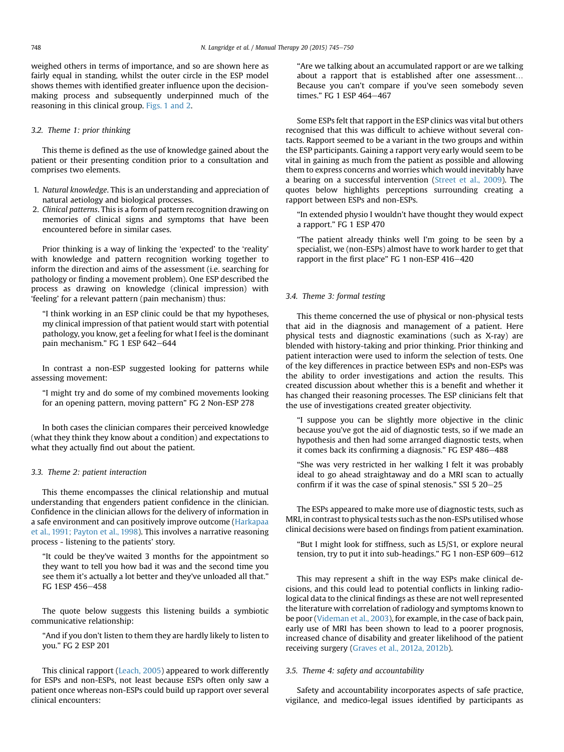weighed others in terms of importance, and so are shown here as fairly equal in standing, whilst the outer circle in the ESP model shows themes with identified greater influence upon the decision-making process and subsequently underpinned much of the reasoning in this clinical group. Figs. 1 and 2.

### 3.2. Theme 1: prior thinking

This theme is defined as the use of knowledge gained about the patient or their presenting condition prior to a consultation and comprises two elements.

1. *Natural knowledge*. This is an understanding and appreciation of natural aetiology and biological processes.
2. *Clinical patterns*. This is a form of pattern recognition drawing on memories of clinical signs and symptoms that have been encountered before in similar cases.

Prior thinking is a way of linking the 'expected' to the 'reality' with knowledge and pattern recognition working together to inform the direction and aims of the assessment (i.e. searching for pathology or finding a movement problem). One ESP described the process as drawing on knowledge (clinical impression) with 'feeling' for a relevant pattern (pain mechanism) thus:

> "I think working in an ESP clinic could be that my hypotheses, my clinical impression of that patient would start with potential pathology, you know, get a feeling for what I feel is the dominant pain mechanism." FG 1 ESP 642–644

In contrast a non-ESP suggested looking for patterns while assessing movement:

> "I might try and do some of my combined movements looking for an opening pattern, moving pattern" FG 2 Non-ESP 278

In both cases the clinician compares their perceived knowledge (what they think they know about a condition) and expectations to what they actually find out about the patient.

### 3.3. Theme 2: patient interaction

This theme encompasses the clinical relationship and mutual understanding that engenders patient confidence in the clinician. Confidence in the clinician allows for the delivery of information in a safe environment and can positively improve outcome (Harkapaa et al., 1991; Payton et al., 1998). This involves a narrative reasoning process - listening to the patients' story.

> "It could be they've waited 3 months for the appointment so they want to tell you how bad it was and the second time you see them it's actually a lot better and they've unloaded all that." FG 1ESP 456–458

The quote below suggests this listening builds a symbiotic communicative relationship:

> "And if you don't listen to them they are hardly likely to listen to you." FG 2 ESP 201

This clinical rapport (Leach, 2005) appeared to work differently for ESPs and non-ESPs, not least because ESPs often only saw a patient once whereas non-ESPs could build up rapport over several clinical encounters:

> "Are we talking about an accumulated rapport or are we talking about a rapport that is established after one assessment… Because you can't compare if you've seen somebody seven times." FG 1 ESP 464–467

Some ESPs felt that rapport in the ESP clinics was vital but others recognised that this was difficult to achieve without several contacts. Rapport seemed to be a variant in the two groups and within the ESP participants. Gaining a rapport very early would seem to be vital in gaining as much from the patient as possible and allowing them to express concerns and worries which would inevitably have a bearing on a successful intervention (Street et al., 2009). The quotes below highlights perceptions surrounding creating a rapport between ESPs and non-ESPs.

> "In extended physio I wouldn't have thought they would expect a rapport." FG 1 ESP 470

> "The patient already thinks well I'm going to be seen by a specialist, we (non-ESPs) almost have to work harder to get that rapport in the first place" FG 1 non-ESP 416–420

### 3.4. Theme 3: formal testing

This theme concerned the use of physical or non-physical tests that aid in the diagnosis and management of a patient. Here physical tests and diagnostic examinations (such as X-ray) are blended with history-taking and prior thinking. Prior thinking and patient interaction were used to inform the selection of tests. One of the key differences in practice between ESPs and non-ESPs was the ability to order investigations and action the results. This created discussion about whether this is a benefit and whether it has changed their reasoning processes. The ESP clinicians felt that the use of investigations created greater objectivity.

> "I suppose you can be slightly more objective in the clinic because you've got the aid of diagnostic tests, so if we made an hypothesis and then had some arranged diagnostic tests, when it comes back its confirming a diagnosis." FG ESP 486–488

> "She was very restricted in her walking I felt it was probably ideal to go ahead straightaway and do a MRI scan to actually confirm if it was the case of spinal stenosis." SSI 5 20–25

The ESPs appeared to make more use of diagnostic tests, such as MRI, in contrast to physical tests such as the non-ESPs utilised whose clinical decisions were based on findings from patient examination.

> "But I might look for stiffness, such as L5/S1, or explore neural tension, try to put it into sub-headings." FG 1 non-ESP 609–612

This may represent a shift in the way ESPs make clinical decisions, and this could lead to potential conflicts in linking radiological data to the clinical findings as these are not well represented the literature with correlation of radiology and symptoms known to be poor (Videman et al., 2003), for example, in the case of back pain, early use of MRI has been shown to lead to a poorer prognosis, increased chance of disability and greater likelihood of the patient receiving surgery (Graves et al., 2012a, 2012b).

### 3.5. Theme 4: safety and accountability

Safety and accountability incorporates aspects of safe practice, vigilance, and medico-legal issues identified by participants as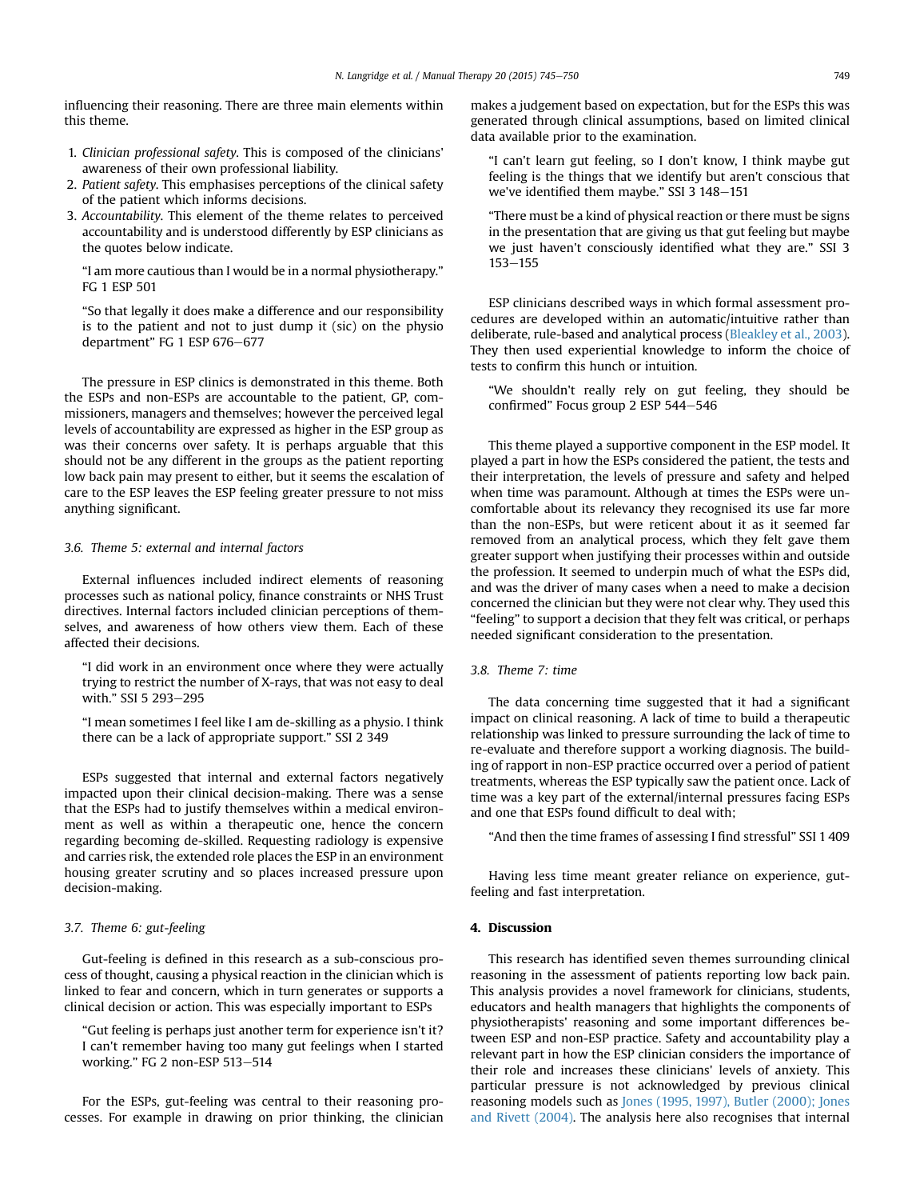influencing their reasoning. There are three main elements within this theme.

1. *Clinician professional safety*. This is composed of the clinicians' awareness of their own professional liability.
2. *Patient safety*. This emphasises perceptions of the clinical safety of the patient which informs decisions.
3. *Accountability*. This element of the theme relates to perceived accountability and is understood differently by ESP clinicians as the quotes below indicate.

> "I am more cautious than I would be in a normal physiotherapy." FG 1 ESP 501

> "So that legally it does make a difference and our responsibility is to the patient and not to just dump it (sic) on the physio department" FG 1 ESP 676–677

The pressure in ESP clinics is demonstrated in this theme. Both the ESPs and non-ESPs are accountable to the patient, GP, commissioners, managers and themselves; however the perceived legal levels of accountability are expressed as higher in the ESP group as was their concerns over safety. It is perhaps arguable that this should not be any different in the groups as the patient reporting low back pain may present to either, but it seems the escalation of care to the ESP leaves the ESP feeling greater pressure to not miss anything significant.

### 3.6. Theme 5: external and internal factors

External influences included indirect elements of reasoning processes such as national policy, finance constraints or NHS Trust directives. Internal factors included clinician perceptions of themselves, and awareness of how others view them. Each of these affected their decisions.

> "I did work in an environment once where they were actually trying to restrict the number of X-rays, that was not easy to deal with." SSI 5 293–295

> "I mean sometimes I feel like I am de-skilling as a physio. I think there can be a lack of appropriate support." SSI 2 349

ESPs suggested that internal and external factors negatively impacted upon their clinical decision-making. There was a sense that the ESPs had to justify themselves within a medical environment as well as within a therapeutic one, hence the concern regarding becoming de-skilled. Requesting radiology is expensive and carries risk, the extended role places the ESP in an environment housing greater scrutiny and so places increased pressure upon decision-making.

### 3.7. Theme 6: gut-feeling

Gut-feeling is defined in this research as a sub-conscious process of thought, causing a physical reaction in the clinician which is linked to fear and concern, which in turn generates or supports a clinical decision or action. This was especially important to ESPs

> "Gut feeling is perhaps just another term for experience isn't it? I can't remember having too many gut feelings when I started working." FG 2 non-ESP 513–514

For the ESPs, gut-feeling was central to their reasoning processes. For example in drawing on prior thinking, the clinician makes a judgement based on expectation, but for the ESPs this was generated through clinical assumptions, based on limited clinical data available prior to the examination.

> "I can't learn gut feeling, so I don't know, I think maybe gut feeling is the things that we identify but aren't conscious that we've identified them maybe." SSI 3 148–151

> "There must be a kind of physical reaction or there must be signs in the presentation that are giving us that gut feeling but maybe we just haven't consciously identified what they are." SSI 3 153–155

ESP clinicians described ways in which formal assessment procedures are developed within an automatic/intuitive rather than deliberate, rule-based and analytical process (Bleakley et al., 2003). They then used experiential knowledge to inform the choice of tests to confirm this hunch or intuition.

> "We shouldn't really rely on gut feeling, they should be confirmed" Focus group 2 ESP 544–546

This theme played a supportive component in the ESP model. It played a part in how the ESPs considered the patient, the tests and their interpretation, the levels of pressure and safety and helped when time was paramount. Although at times the ESPs were uncomfortable about its relevancy they recognised its use far more than the non-ESPs, but were reticent about it as it seemed far removed from an analytical process, which they felt gave them greater support when justifying their processes within and outside the profession. It seemed to underpin much of what the ESPs did, and was the driver of many cases when a need to make a decision concerned the clinician but they were not clear why. They used this "feeling" to support a decision that they felt was critical, or perhaps needed significant consideration to the presentation.

### 3.8. Theme 7: time

The data concerning time suggested that it had a significant impact on clinical reasoning. A lack of time to build a therapeutic relationship was linked to pressure surrounding the lack of time to re-evaluate and therefore support a working diagnosis. The building of rapport in non-ESP practice occurred over a period of patient treatments, whereas the ESP typically saw the patient once. Lack of time was a key part of the external/internal pressures facing ESPs and one that ESPs found difficult to deal with;

> "And then the time frames of assessing I find stressful" SSI 1 409

Having less time meant greater reliance on experience, gut-feeling and fast interpretation.

## 4. Discussion

This research has identified seven themes surrounding clinical reasoning in the assessment of patients reporting low back pain. This analysis provides a novel framework for clinicians, students, educators and health managers that highlights the components of physiotherapists' reasoning and some important differences between ESP and non-ESP practice. Safety and accountability play a relevant part in how the ESP clinician considers the importance of their role and increases these clinicians' levels of anxiety. This particular pressure is not acknowledged by previous clinical reasoning models such as Jones (1995, 1997), Butler (2000); Jones and Rivett (2004). The analysis here also recognises that internal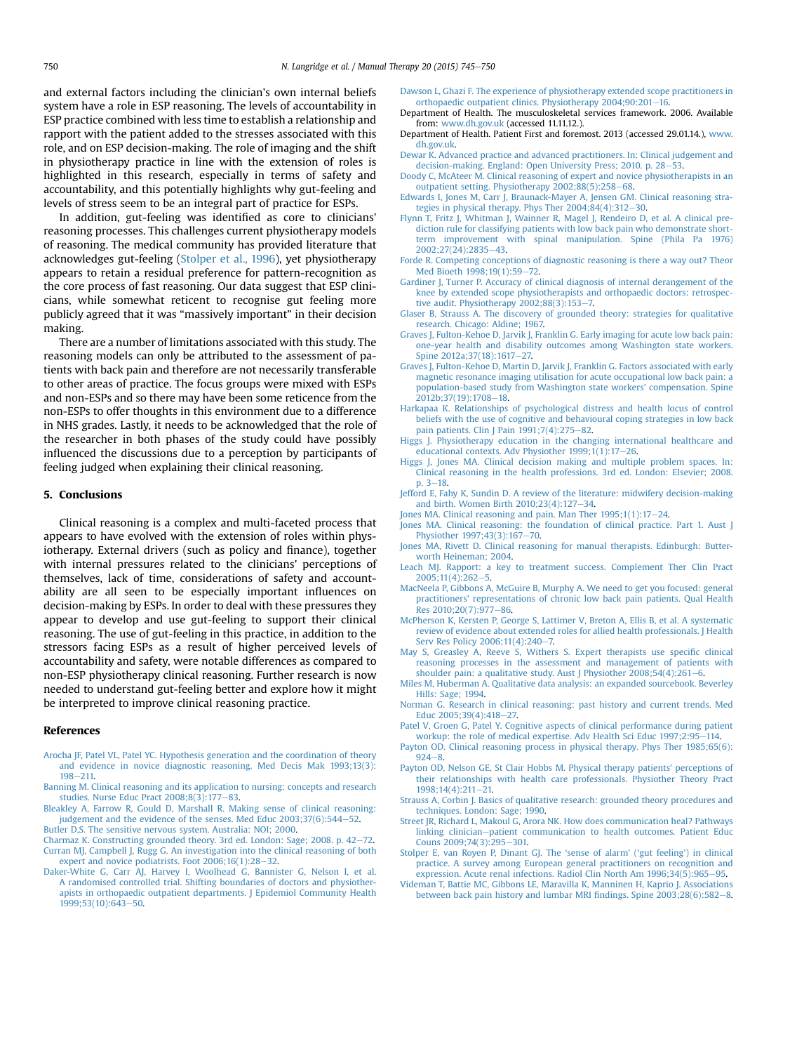and external factors including the clinician's own internal beliefs system have a role in ESP reasoning. The levels of accountability in ESP practice combined with less time to establish a relationship and rapport with the patient added to the stresses associated with this role, and on ESP decision-making. The role of imaging and the shift in physiotherapy practice in line with the extension of roles is highlighted in this research, especially in terms of safety and accountability, and this potentially highlights why gut-feeling and levels of stress seem to be an integral part of practice for ESPs.

In addition, gut-feeling was identified as core to clinicians' reasoning processes. This challenges current physiotherapy models of reasoning. The medical community has provided literature that acknowledges gut-feeling (Stolper et al., 1996), yet physiotherapy appears to retain a residual preference for pattern-recognition as the core process of fast reasoning. Our data suggest that ESP clinicians, while somewhat reticent to recognise gut feeling more publicly agreed that it was "massively important" in their decision making.

There are a number of limitations associated with this study. The reasoning models can only be attributed to the assessment of patients with back pain and therefore are not necessarily transferable to other areas of practice. The focus groups were mixed with ESPs and non-ESPs and so there may have been some reticence from the non-ESPs to offer thoughts in this environment due to a difference in NHS grades. Lastly, it needs to be acknowledged that the role of the researcher in both phases of the study could have possibly influenced the discussions due to a perception by participants of feeling judged when explaining their clinical reasoning.

## 5. Conclusions

Clinical reasoning is a complex and multi-faceted process that appears to have evolved with the extension of roles within physiotherapy. External drivers (such as policy and finance), together with internal pressures related to the clinicians' perceptions of themselves, lack of time, considerations of safety and accountability are all seen to be especially important influences on decision-making by ESPs. In order to deal with these pressures they appear to develop and use gut-feeling to support their clinical reasoning. The use of gut-feeling in this practice, in addition to the stressors facing ESPs as a result of higher perceived levels of accountability and safety, were notable differences as compared to non-ESP physiotherapy clinical reasoning. Further research is now needed to understand gut-feeling better and explore how it might be interpreted to improve clinical reasoning practice.

## References

Arocha JF, Patel VL, Patel YC. Hypothesis generation and the coordination of theory and evidence in novice diagnostic reasoning. Med Decis Mak 1993;13(3):198–211.

Banning M. Clinical reasoning and its application to nursing: concepts and research studies. Nurse Educ Pract 2008;8(3):177–83.

Bleakley A, Farrow R, Gould D, Marshall R. Making sense of clinical reasoning: judgement and the evidence of the senses. Med Educ 2003;37(6):544–52.

Butler D,S. The sensitive nervous system. Australia: NOI; 2000.

Charmaz K. Constructing grounded theory. 3rd ed. London: Sage; 2008. p. 42–72.

Curran MJ, Campbell J, Rugg G. An investigation into the clinical reasoning of both expert and novice podiatrists. Foot 2006;16(1):28–32.

Daker-White G, Carr AJ, Harvey I, Woolhead G, Bannister G, Nelson I, et al. A randomised controlled trial. Shifting boundaries of doctors and physiotherapists in orthopaedic outpatient departments. J Epidemiol Community Health 1999;53(10):643–50.

Dawson L, Ghazi F. The experience of physiotherapy extended scope practitioners in orthopaedic outpatient clinics. Physiotherapy 2004;90:201–16.

Department of Health. The musculoskeletal services framework. 2006. Available from: www.dh.gov.uk (accessed 11.11.12.).

Department of Health. Patient First and foremost. 2013 (accessed 29.01.14.), www.dh.gov.uk.

Dewar K. Advanced practice and advanced practitioners. In: Clinical judgement and decision-making. England: Open University Press; 2010. p. 28–53.

Doody C, McAteer M. Clinical reasoning of expert and novice physiotherapists in an outpatient setting. Physiotherapy 2002;88(5):258–68.

Edwards I, Jones M, Carr J, Braunack-Mayer A, Jensen GM. Clinical reasoning strategies in physical therapy. Phys Ther 2004;84(4):312–30.

Flynn T, Fritz J, Whitman J, Wainner R, Magel J, Rendeiro D, et al. A clinical prediction rule for classifying patients with low back pain who demonstrate short-term improvement with spinal manipulation. Spine (Phila Pa 1976) 2002;27(24):2835–43.

Forde R. Competing conceptions of diagnostic reasoning is there a way out? Theor Med Bioeth 1998;19(1):59–72.

Gardiner J, Turner P. Accuracy of clinical diagnosis of internal derangement of the knee by extended scope physiotherapists and orthopaedic doctors: retrospective audit. Physiotherapy 2002;88(3):153–7.

Glaser B, Strauss A. The discovery of grounded theory: strategies for qualitative research. Chicago: Aldine; 1967.

Graves J, Fulton-Kehoe D, Jarvik J, Franklin G. Early imaging for acute low back pain: one-year health and disability outcomes among Washington state workers. Spine 2012a;37(18):1617–27.

Graves J, Fulton-Kehoe D, Martin D, Jarvik J, Franklin G. Factors associated with early magnetic resonance imaging utilisation for acute occupational low back pain: a population-based study from Washington state workers' compensation. Spine 2012b;37(19):1708–18.

Harkapaa K. Relationships of psychological distress and health locus of control beliefs with the use of cognitive and behavioural coping strategies in low back pain patients. Clin J Pain 1991;7(4):275–82.

Higgs J. Physiotherapy education in the changing international healthcare and educational contexts. Adv Physiother 1999;1(1):17–26.

Higgs J, Jones MA. Clinical decision making and multiple problem spaces. In: Clinical reasoning in the health professions. 3rd ed. London: Elsevier; 2008. p. 3–18.

Jefford E, Fahy K, Sundin D. A review of the literature: midwifery decision-making and birth. Women Birth 2010;23(4):127–34.

Jones MA. Clinical reasoning and pain. Man Ther 1995;1(1):17–24.

Jones MA. Clinical reasoning: the foundation of clinical practice. Part 1. Aust J Physiother 1997;43(3):167–70.

Jones MA, Rivett D. Clinical reasoning for manual therapists. Edinburgh: Butterworth Heineman; 2004.

Leach MJ. Rapport: a key to treatment success. Complement Ther Clin Pract 2005;11(4):262–5.

MacNeela P, Gibbons A, McGuire B, Murphy A. We need to get you focused: general practitioners' representations of chronic low back pain patients. Qual Health Res 2010;20(7):977–86.

McPherson K, Kersten P, George S, Lattimer V, Breton A, Ellis B, et al. A systematic review of evidence about extended roles for allied health professionals. J Health Serv Res Policy 2006;11(4):240–7.

May S, Greasley A, Reeve S, Withers S. Expert therapists use specific clinical reasoning processes in the assessment and management of patients with shoulder pain: a qualitative study. Aust J Physiother 2008;54(4):261–6.

Miles M, Huberman A. Qualitative data analysis: an expanded sourcebook. Beverley Hills: Sage; 1994.

Norman G. Research in clinical reasoning: past history and current trends. Med Educ 2005;39(4):418–27.

Patel V, Groen G, Patel Y. Cognitive aspects of clinical performance during patient workup: the role of medical expertise. Adv Health Sci Educ 1997;2:95–114.

Payton OD. Clinical reasoning process in physical therapy. Phys Ther 1985;65(6):924–8.

Payton OD, Nelson GE, St Clair Hobbs M. Physical therapy patients' perceptions of their relationships with health care professionals. Physiother Theory Pract 1998;14(4):211–21.

Strauss A, Corbin J. Basics of qualitative research: grounded theory procedures and techniques. London: Sage; 1990.

Street JR, Richard L, Makoul G, Arora NK. How does communication heal? Pathways linking clinician–patient communication to health outcomes. Patient Educ Couns 2009;74(3):295–301.

Stolper E, van Royen P, Dinant GJ. The 'sense of alarm' ('gut feeling') in clinical practice. A survey among European general practitioners on recognition and expression. Acute renal infections. Radiol Clin North Am 1996;34(5):965–95.

Videman T, Battie MC, Gibbons LE, Maravilla K, Manninen H, Kaprio J. Associations between back pain history and lumbar MRI findings. Spine 2003;28(6):582–8.